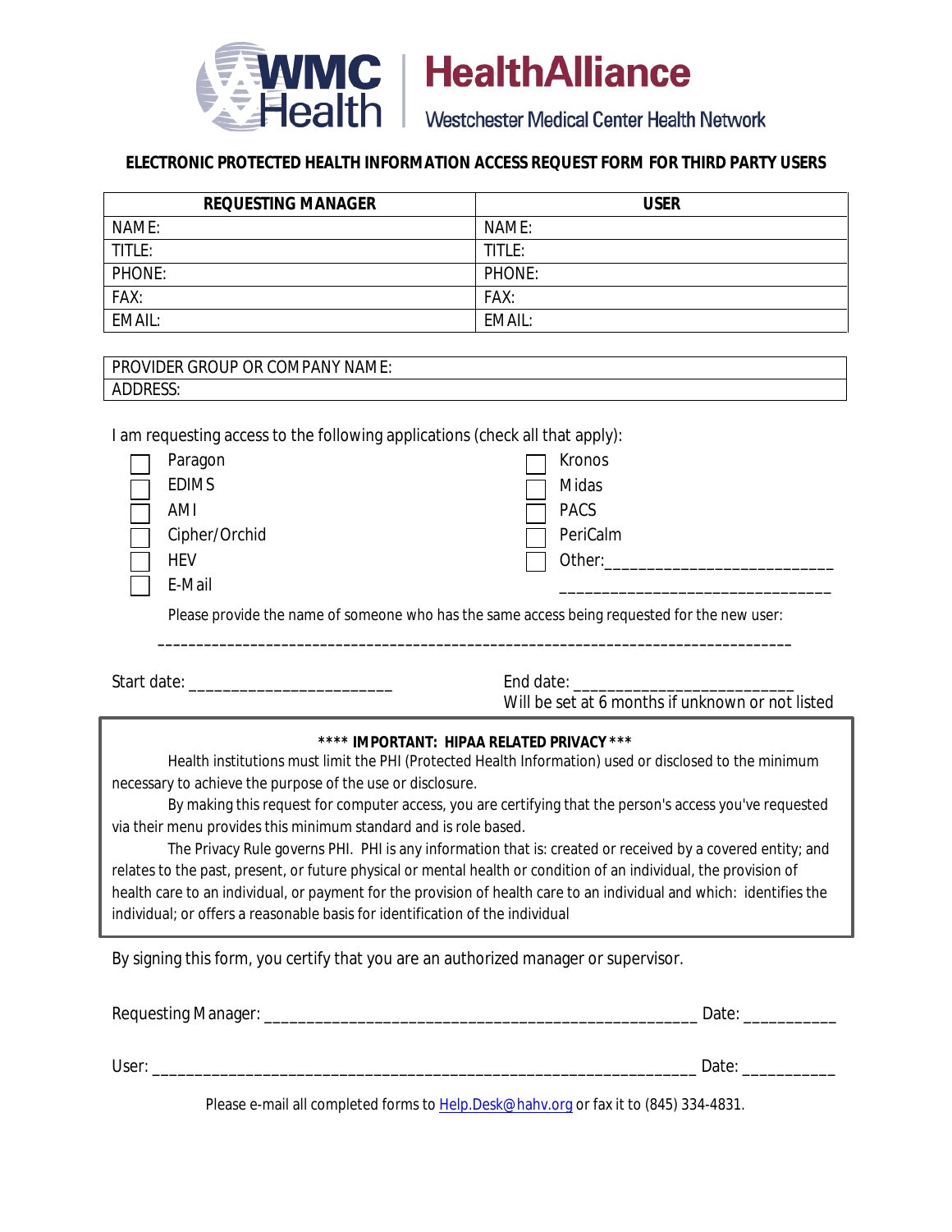WMC Health | HealthAlliance
Westchester Medical Center Health Network

## ELECTRONIC PROTECTED HEALTH INFORMATION ACCESS REQUEST FORM FOR THIRD PARTY USERS

| REQUESTING MANAGER | USER |
|---|---|
| NAME: | NAME: |
| TITLE: | TITLE: |
| PHONE: | PHONE: |
| FAX: | FAX: |
| EMAIL: | EMAIL: |

| PROVIDER GROUP OR COMPANY NAME: |
|---|
| ADDRESS: |

I am requesting access to the following applications (check all that apply):

- ☐ Paragon
- ☐ EDIMS
- ☐ AMI
- ☐ Cipher/Orchid
- ☐ HEV
- ☐ E-Mail
- ☐ Kronos
- ☐ Midas
- ☐ PACS
- ☐ PeriCalm
- ☐ Other:__________________________
  ______________________________

Please provide the name of someone who has the same access being requested for the new user:

________________________________________________________________________________

Start date: ________________________

End date: _________________________
Will be set at 6 months if unknown or not listed

**\*\*\*\* IMPORTANT: HIPAA RELATED PRIVACY \*\*\***

Health institutions must limit the PHI (Protected Health Information) used or disclosed to the minimum necessary to achieve the purpose of the use or disclosure.

By making this request for computer access, you are certifying that the person's access you've requested via their menu provides this minimum standard and is role based.

The Privacy Rule governs PHI. PHI is any information that is: created or received by a covered entity; and relates to the past, present, or future physical or mental health or condition of an individual, the provision of health care to an individual, or payment for the provision of health care to an individual and which: identifies the individual; or offers a reasonable basis for identification of the individual

By signing this form, you certify that you are an authorized manager or supervisor.

Requesting Manager: __________________________________________________ Date: ___________

User: _______________________________________________________________ Date: ___________

Please e-mail all completed forms to Help.Desk@hahv.org or fax it to (845) 334-4831.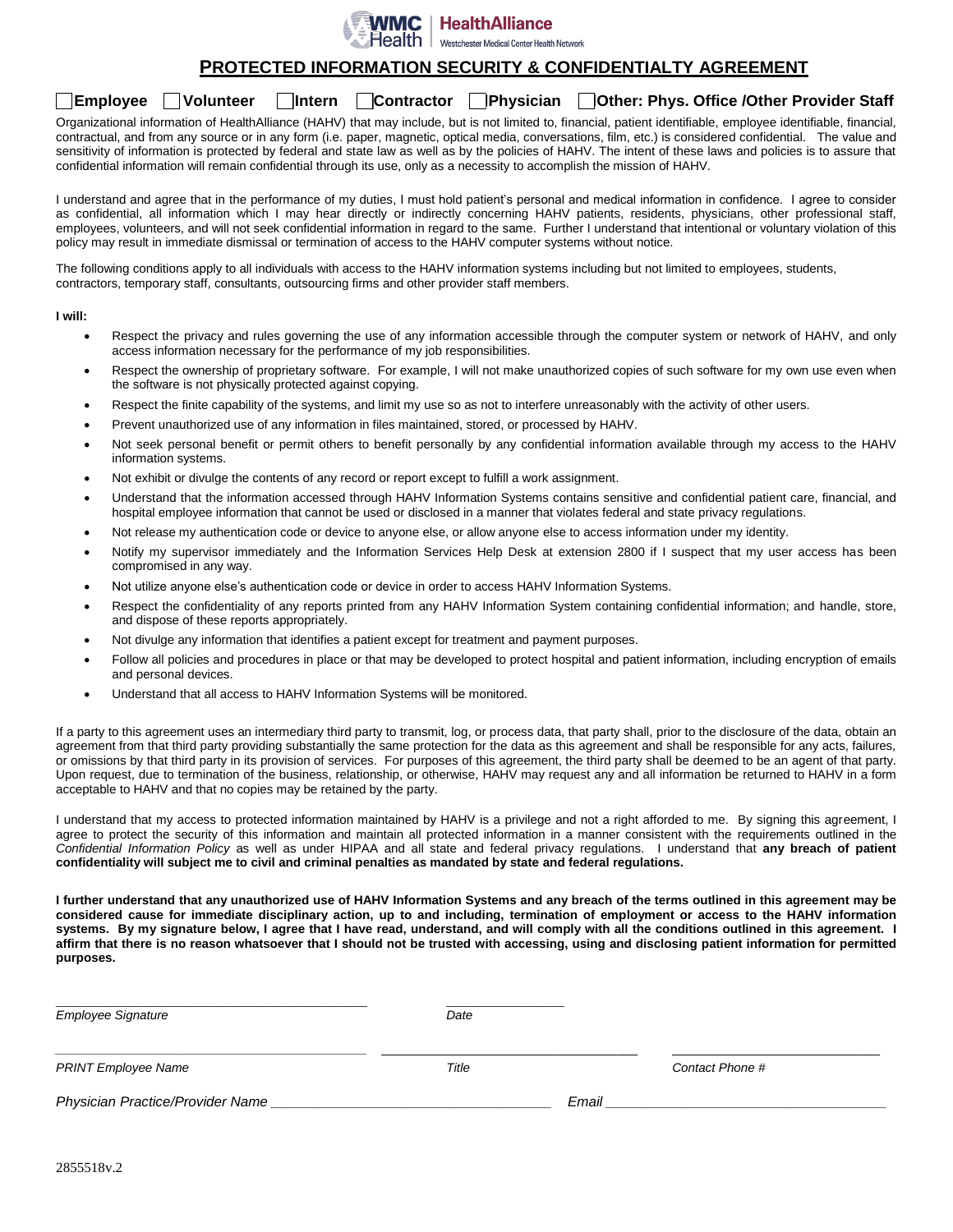WMC Health | HealthAlliance Westchester Medical Center Health Network

# PROTECTED INFORMATION SECURITY & CONFIDENTIALTY AGREEMENT

☐ **Employee** ☐ **Volunteer** ☐ **Intern** ☐ **Contractor** ☐ **Physician** ☐ **Other: Phys. Office /Other Provider Staff**

Organizational information of HealthAlliance (HAHV) that may include, but is not limited to, financial, patient identifiable, employee identifiable, financial, contractual, and from any source or in any form (i.e. paper, magnetic, optical media, conversations, film, etc.) is considered confidential. The value and sensitivity of information is protected by federal and state law as well as by the policies of HAHV. The intent of these laws and policies is to assure that confidential information will remain confidential through its use, only as a necessity to accomplish the mission of HAHV.

I understand and agree that in the performance of my duties, I must hold patient's personal and medical information in confidence. I agree to consider as confidential, all information which I may hear directly or indirectly concerning HAHV patients, residents, physicians, other professional staff, employees, volunteers, and will not seek confidential information in regard to the same. Further I understand that intentional or voluntary violation of this policy may result in immediate dismissal or termination of access to the HAHV computer systems without notice.

The following conditions apply to all individuals with access to the HAHV information systems including but not limited to employees, students, contractors, temporary staff, consultants, outsourcing firms and other provider staff members.

**I will:**

- Respect the privacy and rules governing the use of any information accessible through the computer system or network of HAHV, and only access information necessary for the performance of my job responsibilities.
- Respect the ownership of proprietary software. For example, I will not make unauthorized copies of such software for my own use even when the software is not physically protected against copying.
- Respect the finite capability of the systems, and limit my use so as not to interfere unreasonably with the activity of other users.
- Prevent unauthorized use of any information in files maintained, stored, or processed by HAHV.
- Not seek personal benefit or permit others to benefit personally by any confidential information available through my access to the HAHV information systems.
- Not exhibit or divulge the contents of any record or report except to fulfill a work assignment.
- Understand that the information accessed through HAHV Information Systems contains sensitive and confidential patient care, financial, and hospital employee information that cannot be used or disclosed in a manner that violates federal and state privacy regulations.
- Not release my authentication code or device to anyone else, or allow anyone else to access information under my identity.
- Notify my supervisor immediately and the Information Services Help Desk at extension 2800 if I suspect that my user access has been compromised in any way.
- Not utilize anyone else's authentication code or device in order to access HAHV Information Systems.
- Respect the confidentiality of any reports printed from any HAHV Information System containing confidential information; and handle, store, and dispose of these reports appropriately.
- Not divulge any information that identifies a patient except for treatment and payment purposes.
- Follow all policies and procedures in place or that may be developed to protect hospital and patient information, including encryption of emails and personal devices.
- Understand that all access to HAHV Information Systems will be monitored.

If a party to this agreement uses an intermediary third party to transmit, log, or process data, that party shall, prior to the disclosure of the data, obtain an agreement from that third party providing substantially the same protection for the data as this agreement and shall be responsible for any acts, failures, or omissions by that third party in its provision of services. For purposes of this agreement, the third party shall be deemed to be an agent of that party. Upon request, due to termination of the business, relationship, or otherwise, HAHV may request any and all information be returned to HAHV in a form acceptable to HAHV and that no copies may be retained by the party.

I understand that my access to protected information maintained by HAHV is a privilege and not a right afforded to me. By signing this agreement, I agree to protect the security of this information and maintain all protected information in a manner consistent with the requirements outlined in the *Confidential Information Policy* as well as under HIPAA and all state and federal privacy regulations. I understand that **any breach of patient confidentiality will subject me to civil and criminal penalties as mandated by state and federal regulations.**

**I further understand that any unauthorized use of HAHV Information Systems and any breach of the terms outlined in this agreement may be considered cause for immediate disciplinary action, up to and including, termination of employment or access to the HAHV information systems. By my signature below, I agree that I have read, understand, and will comply with all the conditions outlined in this agreement. I affirm that there is no reason whatsoever that I should not be trusted with accessing, using and disclosing patient information for permitted purposes.**

_________________________________________ ________________

*Employee Signature* *Date*

_________________________________________ ________________________________ ___________________________

*PRINT Employee Name* *Title* *Contact Phone #*

*Physician Practice/Provider Name* ___________________________________ *Email* ___________________________________

2855518v.2